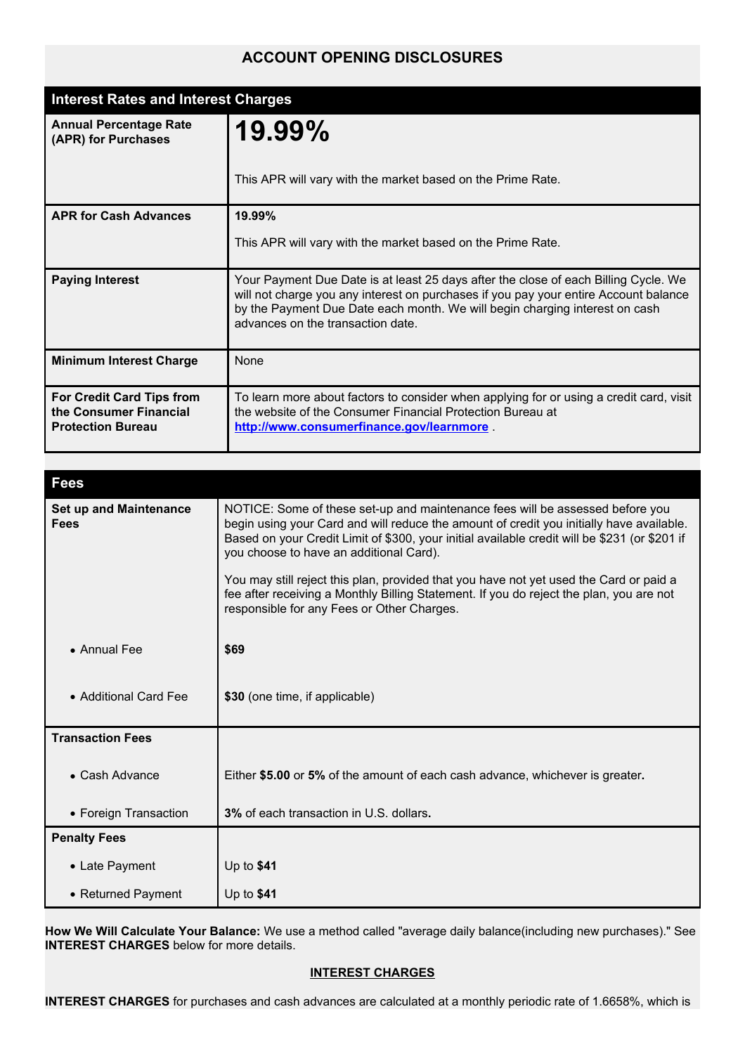# ACCOUNT OPENING DISCLOSURES

| Interest Rates and Interest Charges | |
|---|---|
| **Annual Percentage Rate (APR) for Purchases** | **19.99%**<br><br>This APR will vary with the market based on the Prime Rate. |
| **APR for Cash Advances** | **19.99%**<br><br>This APR will vary with the market based on the Prime Rate. |
| **Paying Interest** | Your Payment Due Date is at least 25 days after the close of each Billing Cycle. We will not charge you any interest on purchases if you pay your entire Account balance by the Payment Due Date each month. We will begin charging interest on cash advances on the transaction date. |
| **Minimum Interest Charge** | None |
| **For Credit Card Tips from the Consumer Financial Protection Bureau** | To learn more about factors to consider when applying for or using a credit card, visit the website of the Consumer Financial Protection Bureau at **http://www.consumerfinance.gov/learnmore** . |

| Fees | |
|---|---|
| **Set up and Maintenance Fees** | NOTICE: Some of these set-up and maintenance fees will be assessed before you begin using your Card and will reduce the amount of credit you initially have available. Based on your Credit Limit of $300, your initial available credit will be $231 (or $201 if you choose to have an additional Card).<br><br>You may still reject this plan, provided that you have not yet used the Card or paid a fee after receiving a Monthly Billing Statement. If you do reject the plan, you are not responsible for any Fees or Other Charges. |
| • Annual Fee | **$69** |
| • Additional Card Fee | **$30** (one time, if applicable) |
| **Transaction Fees** | |
| • Cash Advance | Either **$5.00** or **5%** of the amount of each cash advance, whichever is greater**.** |
| • Foreign Transaction | **3%** of each transaction in U.S. dollars**.** |
| **Penalty Fees** | |
| • Late Payment | Up to **$41** |
| • Returned Payment | Up to **$41** |

**How We Will Calculate Your Balance:** We use a method called "average daily balance(including new purchases)." See **INTEREST CHARGES** below for more details.

**INTEREST CHARGES**

**INTEREST CHARGES** for purchases and cash advances are calculated at a monthly periodic rate of 1.6658%, which is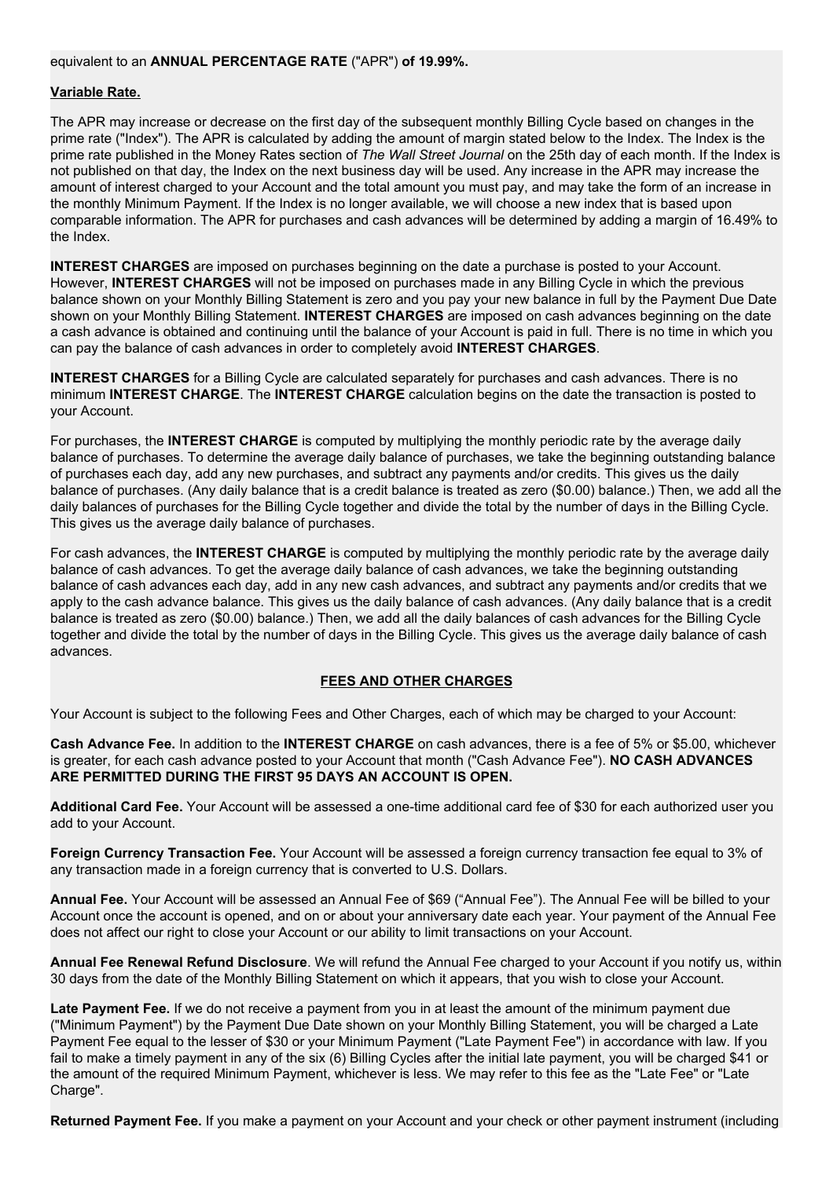equivalent to an **ANNUAL PERCENTAGE RATE** ("APR") **of 19.99%.**

**Variable Rate.**

The APR may increase or decrease on the first day of the subsequent monthly Billing Cycle based on changes in the prime rate ("Index"). The APR is calculated by adding the amount of margin stated below to the Index. The Index is the prime rate published in the Money Rates section of *The Wall Street Journal* on the 25th day of each month. If the Index is not published on that day, the Index on the next business day will be used. Any increase in the APR may increase the amount of interest charged to your Account and the total amount you must pay, and may take the form of an increase in the monthly Minimum Payment. If the Index is no longer available, we will choose a new index that is based upon comparable information. The APR for purchases and cash advances will be determined by adding a margin of 16.49% to the Index.

**INTEREST CHARGES** are imposed on purchases beginning on the date a purchase is posted to your Account. However, **INTEREST CHARGES** will not be imposed on purchases made in any Billing Cycle in which the previous balance shown on your Monthly Billing Statement is zero and you pay your new balance in full by the Payment Due Date shown on your Monthly Billing Statement. **INTEREST CHARGES** are imposed on cash advances beginning on the date a cash advance is obtained and continuing until the balance of your Account is paid in full. There is no time in which you can pay the balance of cash advances in order to completely avoid **INTEREST CHARGES**.

**INTEREST CHARGES** for a Billing Cycle are calculated separately for purchases and cash advances. There is no minimum **INTEREST CHARGE**. The **INTEREST CHARGE** calculation begins on the date the transaction is posted to your Account.

For purchases, the **INTEREST CHARGE** is computed by multiplying the monthly periodic rate by the average daily balance of purchases. To determine the average daily balance of purchases, we take the beginning outstanding balance of purchases each day, add any new purchases, and subtract any payments and/or credits. This gives us the daily balance of purchases. (Any daily balance that is a credit balance is treated as zero ($0.00) balance.) Then, we add all the daily balances of purchases for the Billing Cycle together and divide the total by the number of days in the Billing Cycle. This gives us the average daily balance of purchases.

For cash advances, the **INTEREST CHARGE** is computed by multiplying the monthly periodic rate by the average daily balance of cash advances. To get the average daily balance of cash advances, we take the beginning outstanding balance of cash advances each day, add in any new cash advances, and subtract any payments and/or credits that we apply to the cash advance balance. This gives us the daily balance of cash advances. (Any daily balance that is a credit balance is treated as zero ($0.00) balance.) Then, we add all the daily balances of cash advances for the Billing Cycle together and divide the total by the number of days in the Billing Cycle. This gives us the average daily balance of cash advances.

## FEES AND OTHER CHARGES

Your Account is subject to the following Fees and Other Charges, each of which may be charged to your Account:

**Cash Advance Fee.** In addition to the **INTEREST CHARGE** on cash advances, there is a fee of 5% or $5.00, whichever is greater, for each cash advance posted to your Account that month ("Cash Advance Fee"). **NO CASH ADVANCES ARE PERMITTED DURING THE FIRST 95 DAYS AN ACCOUNT IS OPEN.**

**Additional Card Fee.** Your Account will be assessed a one-time additional card fee of $30 for each authorized user you add to your Account.

**Foreign Currency Transaction Fee.** Your Account will be assessed a foreign currency transaction fee equal to 3% of any transaction made in a foreign currency that is converted to U.S. Dollars.

**Annual Fee.** Your Account will be assessed an Annual Fee of $69 ("Annual Fee"). The Annual Fee will be billed to your Account once the account is opened, and on or about your anniversary date each year. Your payment of the Annual Fee does not affect our right to close your Account or our ability to limit transactions on your Account.

**Annual Fee Renewal Refund Disclosure**. We will refund the Annual Fee charged to your Account if you notify us, within 30 days from the date of the Monthly Billing Statement on which it appears, that you wish to close your Account.

**Late Payment Fee.** If we do not receive a payment from you in at least the amount of the minimum payment due ("Minimum Payment") by the Payment Due Date shown on your Monthly Billing Statement, you will be charged a Late Payment Fee equal to the lesser of $30 or your Minimum Payment ("Late Payment Fee") in accordance with law. If you fail to make a timely payment in any of the six (6) Billing Cycles after the initial late payment, you will be charged $41 or the amount of the required Minimum Payment, whichever is less. We may refer to this fee as the "Late Fee" or "Late Charge".

**Returned Payment Fee.** If you make a payment on your Account and your check or other payment instrument (including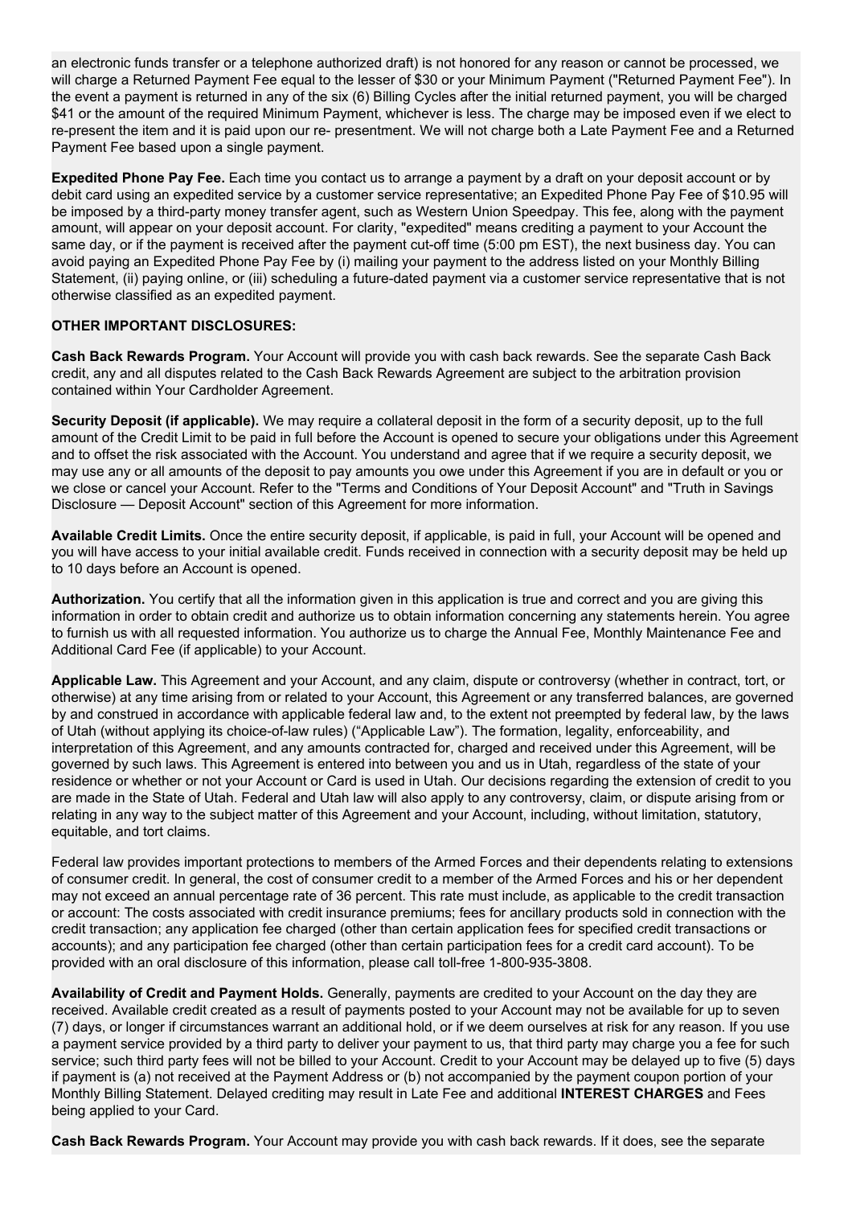an electronic funds transfer or a telephone authorized draft) is not honored for any reason or cannot be processed, we will charge a Returned Payment Fee equal to the lesser of $30 or your Minimum Payment ("Returned Payment Fee"). In the event a payment is returned in any of the six (6) Billing Cycles after the initial returned payment, you will be charged $41 or the amount of the required Minimum Payment, whichever is less. The charge may be imposed even if we elect to re-present the item and it is paid upon our re- presentment. We will not charge both a Late Payment Fee and a Returned Payment Fee based upon a single payment.

**Expedited Phone Pay Fee.** Each time you contact us to arrange a payment by a draft on your deposit account or by debit card using an expedited service by a customer service representative; an Expedited Phone Pay Fee of $10.95 will be imposed by a third-party money transfer agent, such as Western Union Speedpay. This fee, along with the payment amount, will appear on your deposit account. For clarity, "expedited" means crediting a payment to your Account the same day, or if the payment is received after the payment cut-off time (5:00 pm EST), the next business day. You can avoid paying an Expedited Phone Pay Fee by (i) mailing your payment to the address listed on your Monthly Billing Statement, (ii) paying online, or (iii) scheduling a future-dated payment via a customer service representative that is not otherwise classified as an expedited payment.

**OTHER IMPORTANT DISCLOSURES:**

**Cash Back Rewards Program.** Your Account will provide you with cash back rewards. See the separate Cash Back credit, any and all disputes related to the Cash Back Rewards Agreement are subject to the arbitration provision contained within Your Cardholder Agreement.

**Security Deposit (if applicable).** We may require a collateral deposit in the form of a security deposit, up to the full amount of the Credit Limit to be paid in full before the Account is opened to secure your obligations under this Agreement and to offset the risk associated with the Account. You understand and agree that if we require a security deposit, we may use any or all amounts of the deposit to pay amounts you owe under this Agreement if you are in default or you or we close or cancel your Account. Refer to the "Terms and Conditions of Your Deposit Account" and "Truth in Savings Disclosure — Deposit Account" section of this Agreement for more information.

**Available Credit Limits.** Once the entire security deposit, if applicable, is paid in full, your Account will be opened and you will have access to your initial available credit. Funds received in connection with a security deposit may be held up to 10 days before an Account is opened.

**Authorization.** You certify that all the information given in this application is true and correct and you are giving this information in order to obtain credit and authorize us to obtain information concerning any statements herein. You agree to furnish us with all requested information. You authorize us to charge the Annual Fee, Monthly Maintenance Fee and Additional Card Fee (if applicable) to your Account.

**Applicable Law.** This Agreement and your Account, and any claim, dispute or controversy (whether in contract, tort, or otherwise) at any time arising from or related to your Account, this Agreement or any transferred balances, are governed by and construed in accordance with applicable federal law and, to the extent not preempted by federal law, by the laws of Utah (without applying its choice-of-law rules) ("Applicable Law"). The formation, legality, enforceability, and interpretation of this Agreement, and any amounts contracted for, charged and received under this Agreement, will be governed by such laws. This Agreement is entered into between you and us in Utah, regardless of the state of your residence or whether or not your Account or Card is used in Utah. Our decisions regarding the extension of credit to you are made in the State of Utah. Federal and Utah law will also apply to any controversy, claim, or dispute arising from or relating in any way to the subject matter of this Agreement and your Account, including, without limitation, statutory, equitable, and tort claims.

Federal law provides important protections to members of the Armed Forces and their dependents relating to extensions of consumer credit. In general, the cost of consumer credit to a member of the Armed Forces and his or her dependent may not exceed an annual percentage rate of 36 percent. This rate must include, as applicable to the credit transaction or account: The costs associated with credit insurance premiums; fees for ancillary products sold in connection with the credit transaction; any application fee charged (other than certain application fees for specified credit transactions or accounts); and any participation fee charged (other than certain participation fees for a credit card account). To be provided with an oral disclosure of this information, please call toll-free 1-800-935-3808.

**Availability of Credit and Payment Holds.** Generally, payments are credited to your Account on the day they are received. Available credit created as a result of payments posted to your Account may not be available for up to seven (7) days, or longer if circumstances warrant an additional hold, or if we deem ourselves at risk for any reason. If you use a payment service provided by a third party to deliver your payment to us, that third party may charge you a fee for such service; such third party fees will not be billed to your Account. Credit to your Account may be delayed up to five (5) days if payment is (a) not received at the Payment Address or (b) not accompanied by the payment coupon portion of your Monthly Billing Statement. Delayed crediting may result in Late Fee and additional **INTEREST CHARGES** and Fees being applied to your Card.

**Cash Back Rewards Program.** Your Account may provide you with cash back rewards. If it does, see the separate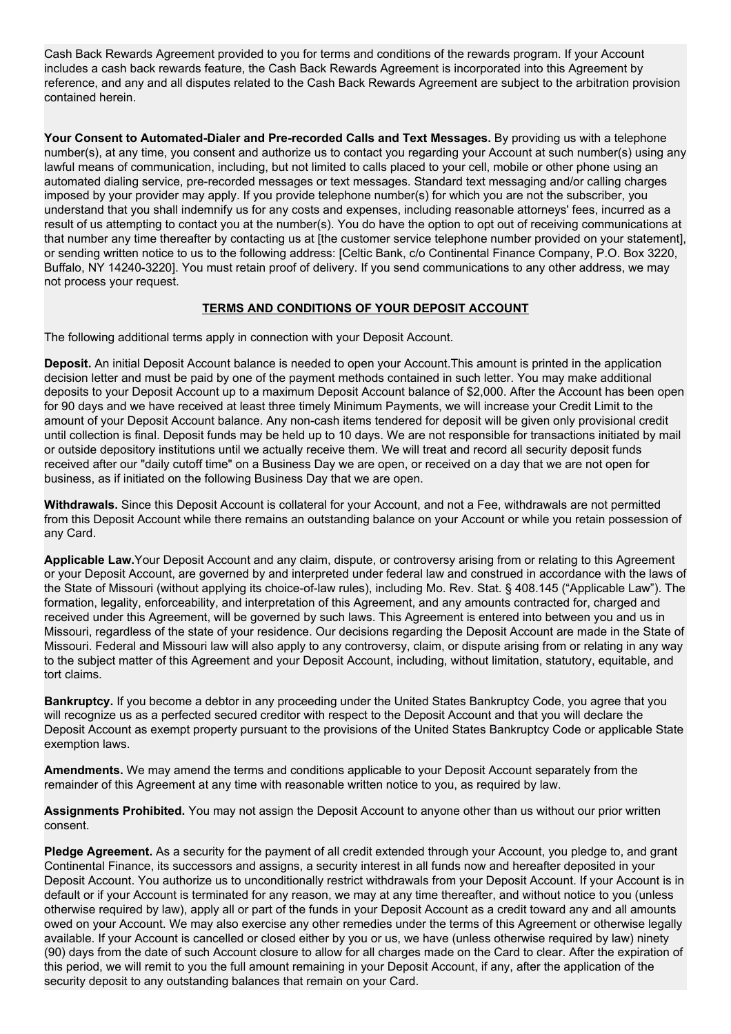Cash Back Rewards Agreement provided to you for terms and conditions of the rewards program. If your Account includes a cash back rewards feature, the Cash Back Rewards Agreement is incorporated into this Agreement by reference, and any and all disputes related to the Cash Back Rewards Agreement are subject to the arbitration provision contained herein.

**Your Consent to Automated-Dialer and Pre-recorded Calls and Text Messages.** By providing us with a telephone number(s), at any time, you consent and authorize us to contact you regarding your Account at such number(s) using any lawful means of communication, including, but not limited to calls placed to your cell, mobile or other phone using an automated dialing service, pre-recorded messages or text messages. Standard text messaging and/or calling charges imposed by your provider may apply. If you provide telephone number(s) for which you are not the subscriber, you understand that you shall indemnify us for any costs and expenses, including reasonable attorneys' fees, incurred as a result of us attempting to contact you at the number(s). You do have the option to opt out of receiving communications at that number any time thereafter by contacting us at [the customer service telephone number provided on your statement], or sending written notice to us to the following address: [Celtic Bank, c/o Continental Finance Company, P.O. Box 3220, Buffalo, NY 14240-3220]. You must retain proof of delivery. If you send communications to any other address, we may not process your request.

## TERMS AND CONDITIONS OF YOUR DEPOSIT ACCOUNT

The following additional terms apply in connection with your Deposit Account.

**Deposit.** An initial Deposit Account balance is needed to open your Account.This amount is printed in the application decision letter and must be paid by one of the payment methods contained in such letter. You may make additional deposits to your Deposit Account up to a maximum Deposit Account balance of $2,000. After the Account has been open for 90 days and we have received at least three timely Minimum Payments, we will increase your Credit Limit to the amount of your Deposit Account balance. Any non-cash items tendered for deposit will be given only provisional credit until collection is final. Deposit funds may be held up to 10 days. We are not responsible for transactions initiated by mail or outside depository institutions until we actually receive them. We will treat and record all security deposit funds received after our "daily cutoff time" on a Business Day we are open, or received on a day that we are not open for business, as if initiated on the following Business Day that we are open.

**Withdrawals.** Since this Deposit Account is collateral for your Account, and not a Fee, withdrawals are not permitted from this Deposit Account while there remains an outstanding balance on your Account or while you retain possession of any Card.

**Applicable Law.**Your Deposit Account and any claim, dispute, or controversy arising from or relating to this Agreement or your Deposit Account, are governed by and interpreted under federal law and construed in accordance with the laws of the State of Missouri (without applying its choice-of-law rules), including Mo. Rev. Stat. § 408.145 ("Applicable Law"). The formation, legality, enforceability, and interpretation of this Agreement, and any amounts contracted for, charged and received under this Agreement, will be governed by such laws. This Agreement is entered into between you and us in Missouri, regardless of the state of your residence. Our decisions regarding the Deposit Account are made in the State of Missouri. Federal and Missouri law will also apply to any controversy, claim, or dispute arising from or relating in any way to the subject matter of this Agreement and your Deposit Account, including, without limitation, statutory, equitable, and tort claims.

**Bankruptcy.** If you become a debtor in any proceeding under the United States Bankruptcy Code, you agree that you will recognize us as a perfected secured creditor with respect to the Deposit Account and that you will declare the Deposit Account as exempt property pursuant to the provisions of the United States Bankruptcy Code or applicable State exemption laws.

**Amendments.** We may amend the terms and conditions applicable to your Deposit Account separately from the remainder of this Agreement at any time with reasonable written notice to you, as required by law.

**Assignments Prohibited.** You may not assign the Deposit Account to anyone other than us without our prior written consent.

**Pledge Agreement.** As a security for the payment of all credit extended through your Account, you pledge to, and grant Continental Finance, its successors and assigns, a security interest in all funds now and hereafter deposited in your Deposit Account. You authorize us to unconditionally restrict withdrawals from your Deposit Account. If your Account is in default or if your Account is terminated for any reason, we may at any time thereafter, and without notice to you (unless otherwise required by law), apply all or part of the funds in your Deposit Account as a credit toward any and all amounts owed on your Account. We may also exercise any other remedies under the terms of this Agreement or otherwise legally available. If your Account is cancelled or closed either by you or us, we have (unless otherwise required by law) ninety (90) days from the date of such Account closure to allow for all charges made on the Card to clear. After the expiration of this period, we will remit to you the full amount remaining in your Deposit Account, if any, after the application of the security deposit to any outstanding balances that remain on your Card.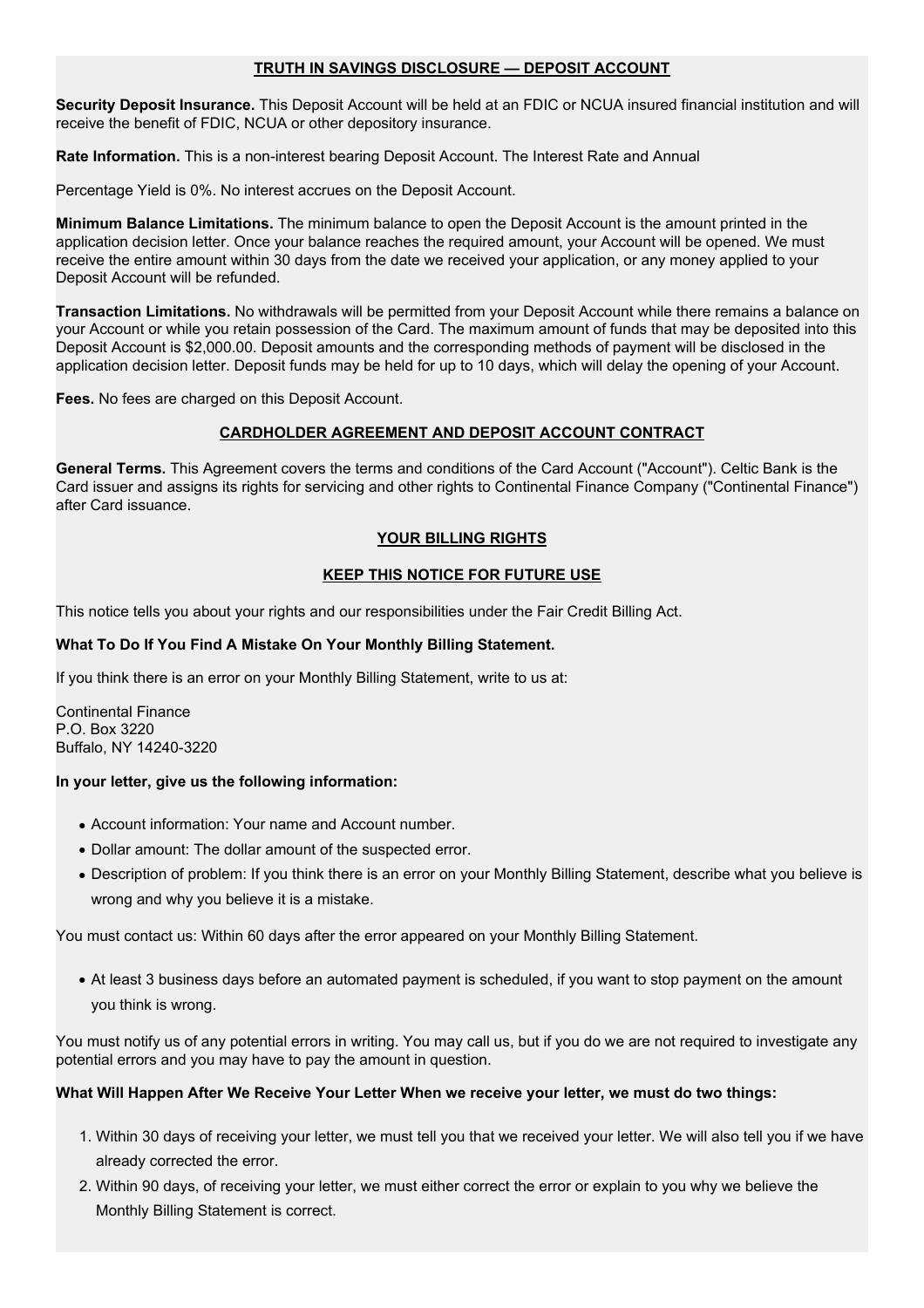## TRUTH IN SAVINGS DISCLOSURE — DEPOSIT ACCOUNT

**Security Deposit Insurance.** This Deposit Account will be held at an FDIC or NCUA insured financial institution and will receive the benefit of FDIC, NCUA or other depository insurance.

**Rate Information.** This is a non-interest bearing Deposit Account. The Interest Rate and Annual

Percentage Yield is 0%. No interest accrues on the Deposit Account.

**Minimum Balance Limitations.** The minimum balance to open the Deposit Account is the amount printed in the application decision letter. Once your balance reaches the required amount, your Account will be opened. We must receive the entire amount within 30 days from the date we received your application, or any money applied to your Deposit Account will be refunded.

**Transaction Limitations.** No withdrawals will be permitted from your Deposit Account while there remains a balance on your Account or while you retain possession of the Card. The maximum amount of funds that may be deposited into this Deposit Account is $2,000.00. Deposit amounts and the corresponding methods of payment will be disclosed in the application decision letter. Deposit funds may be held for up to 10 days, which will delay the opening of your Account.

**Fees.** No fees are charged on this Deposit Account.

## CARDHOLDER AGREEMENT AND DEPOSIT ACCOUNT CONTRACT

**General Terms.** This Agreement covers the terms and conditions of the Card Account ("Account"). Celtic Bank is the Card issuer and assigns its rights for servicing and other rights to Continental Finance Company ("Continental Finance") after Card issuance.

## YOUR BILLING RIGHTS

### KEEP THIS NOTICE FOR FUTURE USE

This notice tells you about your rights and our responsibilities under the Fair Credit Billing Act.

**What To Do If You Find A Mistake On Your Monthly Billing Statement.**

If you think there is an error on your Monthly Billing Statement, write to us at:

Continental Finance
P.O. Box 3220
Buffalo, NY 14240-3220

**In your letter, give us the following information:**

- Account information: Your name and Account number.
- Dollar amount: The dollar amount of the suspected error.
- Description of problem: If you think there is an error on your Monthly Billing Statement, describe what you believe is wrong and why you believe it is a mistake.

You must contact us: Within 60 days after the error appeared on your Monthly Billing Statement.

- At least 3 business days before an automated payment is scheduled, if you want to stop payment on the amount you think is wrong.

You must notify us of any potential errors in writing. You may call us, but if you do we are not required to investigate any potential errors and you may have to pay the amount in question.

**What Will Happen After We Receive Your Letter When we receive your letter, we must do two things:**

1. Within 30 days of receiving your letter, we must tell you that we received your letter. We will also tell you if we have already corrected the error.
2. Within 90 days, of receiving your letter, we must either correct the error or explain to you why we believe the Monthly Billing Statement is correct.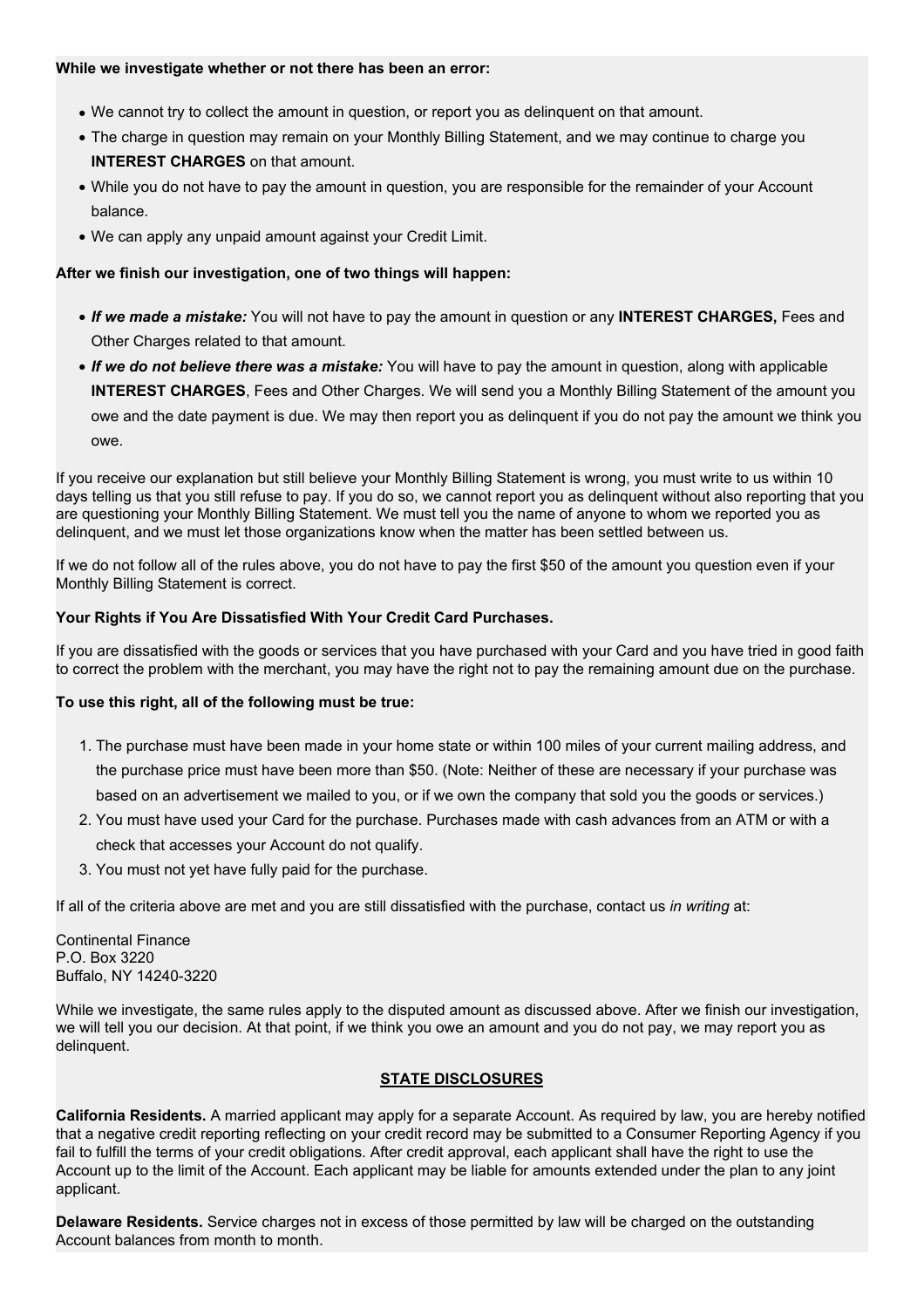**While we investigate whether or not there has been an error:**

- We cannot try to collect the amount in question, or report you as delinquent on that amount.
- The charge in question may remain on your Monthly Billing Statement, and we may continue to charge you **INTEREST CHARGES** on that amount.
- While you do not have to pay the amount in question, you are responsible for the remainder of your Account balance.
- We can apply any unpaid amount against your Credit Limit.

**After we finish our investigation, one of two things will happen:**

- ***If we made a mistake:*** You will not have to pay the amount in question or any **INTEREST CHARGES,** Fees and Other Charges related to that amount.
- ***If we do not believe there was a mistake:*** You will have to pay the amount in question, along with applicable **INTEREST CHARGES**, Fees and Other Charges. We will send you a Monthly Billing Statement of the amount you owe and the date payment is due. We may then report you as delinquent if you do not pay the amount we think you owe.

If you receive our explanation but still believe your Monthly Billing Statement is wrong, you must write to us within 10 days telling us that you still refuse to pay. If you do so, we cannot report you as delinquent without also reporting that you are questioning your Monthly Billing Statement. We must tell you the name of anyone to whom we reported you as delinquent, and we must let those organizations know when the matter has been settled between us.

If we do not follow all of the rules above, you do not have to pay the first $50 of the amount you question even if your Monthly Billing Statement is correct.

**Your Rights if You Are Dissatisfied With Your Credit Card Purchases.**

If you are dissatisfied with the goods or services that you have purchased with your Card and you have tried in good faith to correct the problem with the merchant, you may have the right not to pay the remaining amount due on the purchase.

**To use this right, all of the following must be true:**

1. The purchase must have been made in your home state or within 100 miles of your current mailing address, and the purchase price must have been more than $50. (Note: Neither of these are necessary if your purchase was based on an advertisement we mailed to you, or if we own the company that sold you the goods or services.)
2. You must have used your Card for the purchase. Purchases made with cash advances from an ATM or with a check that accesses your Account do not qualify.
3. You must not yet have fully paid for the purchase.

If all of the criteria above are met and you are still dissatisfied with the purchase, contact us *in writing* at:

Continental Finance
P.O. Box 3220
Buffalo, NY 14240-3220

While we investigate, the same rules apply to the disputed amount as discussed above. After we finish our investigation, we will tell you our decision. At that point, if we think you owe an amount and you do not pay, we may report you as delinquent.

## STATE DISCLOSURES

**California Residents.** A married applicant may apply for a separate Account. As required by law, you are hereby notified that a negative credit reporting reflecting on your credit record may be submitted to a Consumer Reporting Agency if you fail to fulfill the terms of your credit obligations. After credit approval, each applicant shall have the right to use the Account up to the limit of the Account. Each applicant may be liable for amounts extended under the plan to any joint applicant.

**Delaware Residents.** Service charges not in excess of those permitted by law will be charged on the outstanding Account balances from month to month.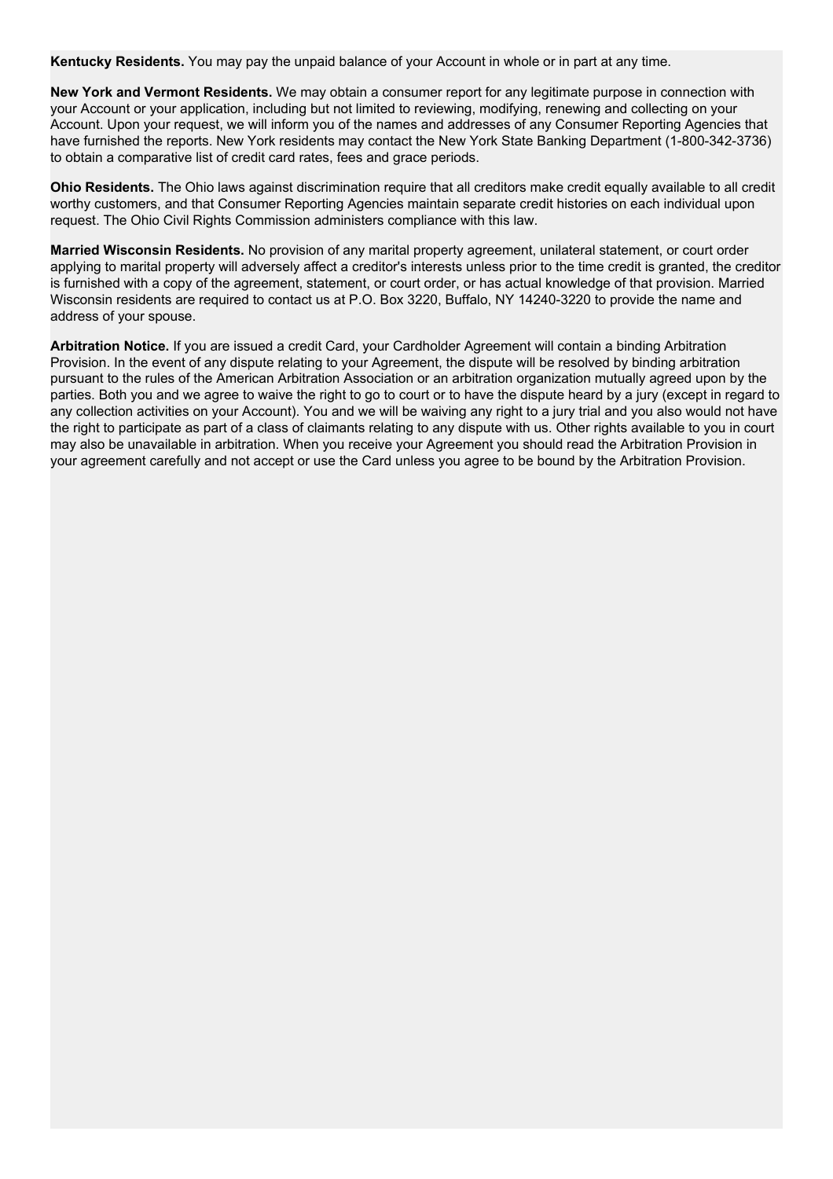**Kentucky Residents.** You may pay the unpaid balance of your Account in whole or in part at any time.

**New York and Vermont Residents.** We may obtain a consumer report for any legitimate purpose in connection with your Account or your application, including but not limited to reviewing, modifying, renewing and collecting on your Account. Upon your request, we will inform you of the names and addresses of any Consumer Reporting Agencies that have furnished the reports. New York residents may contact the New York State Banking Department (1-800-342-3736) to obtain a comparative list of credit card rates, fees and grace periods.

**Ohio Residents.** The Ohio laws against discrimination require that all creditors make credit equally available to all credit worthy customers, and that Consumer Reporting Agencies maintain separate credit histories on each individual upon request. The Ohio Civil Rights Commission administers compliance with this law.

**Married Wisconsin Residents.** No provision of any marital property agreement, unilateral statement, or court order applying to marital property will adversely affect a creditor's interests unless prior to the time credit is granted, the creditor is furnished with a copy of the agreement, statement, or court order, or has actual knowledge of that provision. Married Wisconsin residents are required to contact us at P.O. Box 3220, Buffalo, NY 14240-3220 to provide the name and address of your spouse.

**Arbitration Notice.** If you are issued a credit Card, your Cardholder Agreement will contain a binding Arbitration Provision. In the event of any dispute relating to your Agreement, the dispute will be resolved by binding arbitration pursuant to the rules of the American Arbitration Association or an arbitration organization mutually agreed upon by the parties. Both you and we agree to waive the right to go to court or to have the dispute heard by a jury (except in regard to any collection activities on your Account). You and we will be waiving any right to a jury trial and you also would not have the right to participate as part of a class of claimants relating to any dispute with us. Other rights available to you in court may also be unavailable in arbitration. When you receive your Agreement you should read the Arbitration Provision in your agreement carefully and not accept or use the Card unless you agree to be bound by the Arbitration Provision.